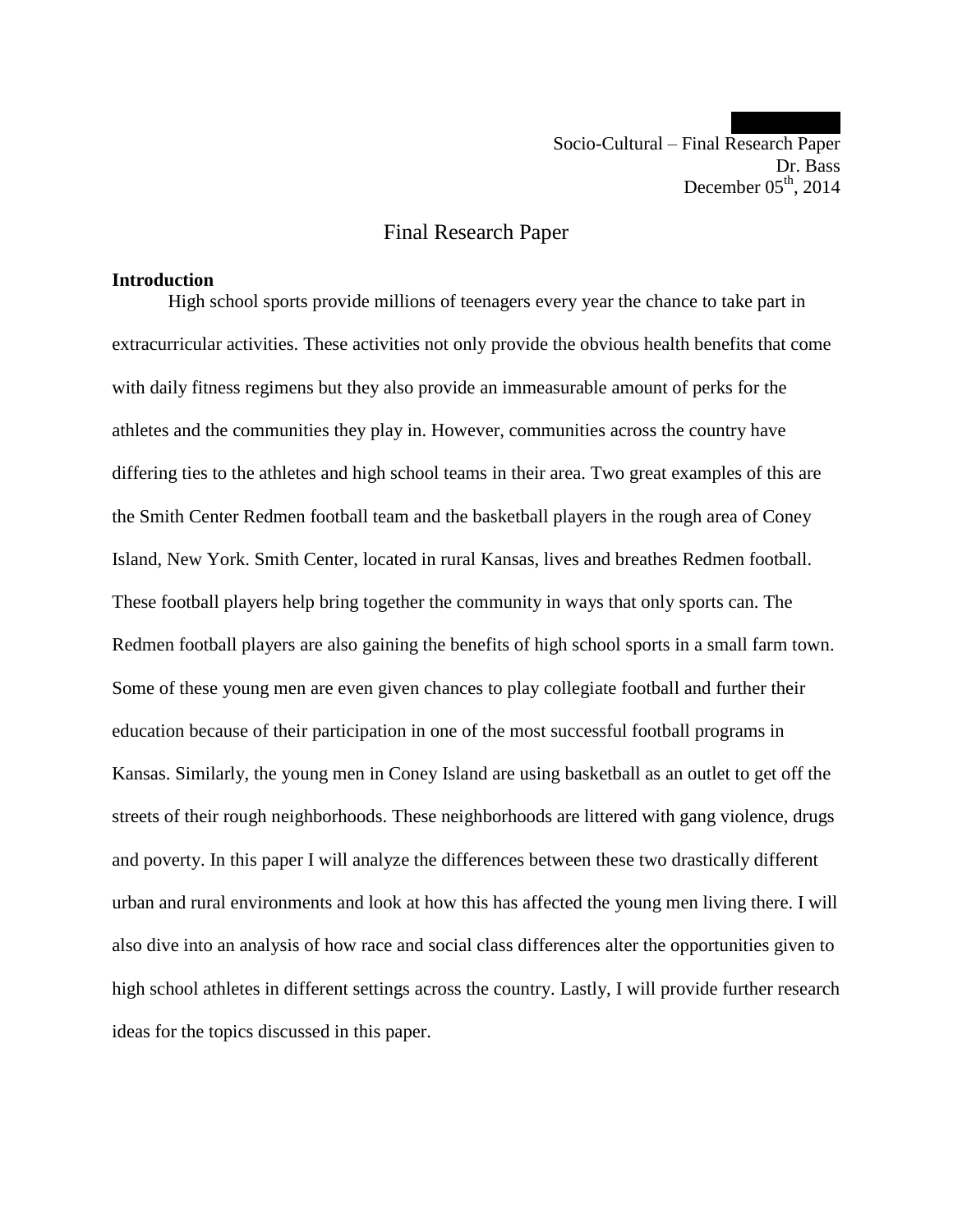Socio-Cultural – Final Research Paper
Dr. Bass
December 05th, 2014

# Final Research Paper

**Introduction**

High school sports provide millions of teenagers every year the chance to take part in extracurricular activities. These activities not only provide the obvious health benefits that come with daily fitness regimens but they also provide an immeasurable amount of perks for the athletes and the communities they play in. However, communities across the country have differing ties to the athletes and high school teams in their area. Two great examples of this are the Smith Center Redmen football team and the basketball players in the rough area of Coney Island, New York. Smith Center, located in rural Kansas, lives and breathes Redmen football. These football players help bring together the community in ways that only sports can. The Redmen football players are also gaining the benefits of high school sports in a small farm town. Some of these young men are even given chances to play collegiate football and further their education because of their participation in one of the most successful football programs in Kansas. Similarly, the young men in Coney Island are using basketball as an outlet to get off the streets of their rough neighborhoods. These neighborhoods are littered with gang violence, drugs and poverty. In this paper I will analyze the differences between these two drastically different urban and rural environments and look at how this has affected the young men living there. I will also dive into an analysis of how race and social class differences alter the opportunities given to high school athletes in different settings across the country. Lastly, I will provide further research ideas for the topics discussed in this paper.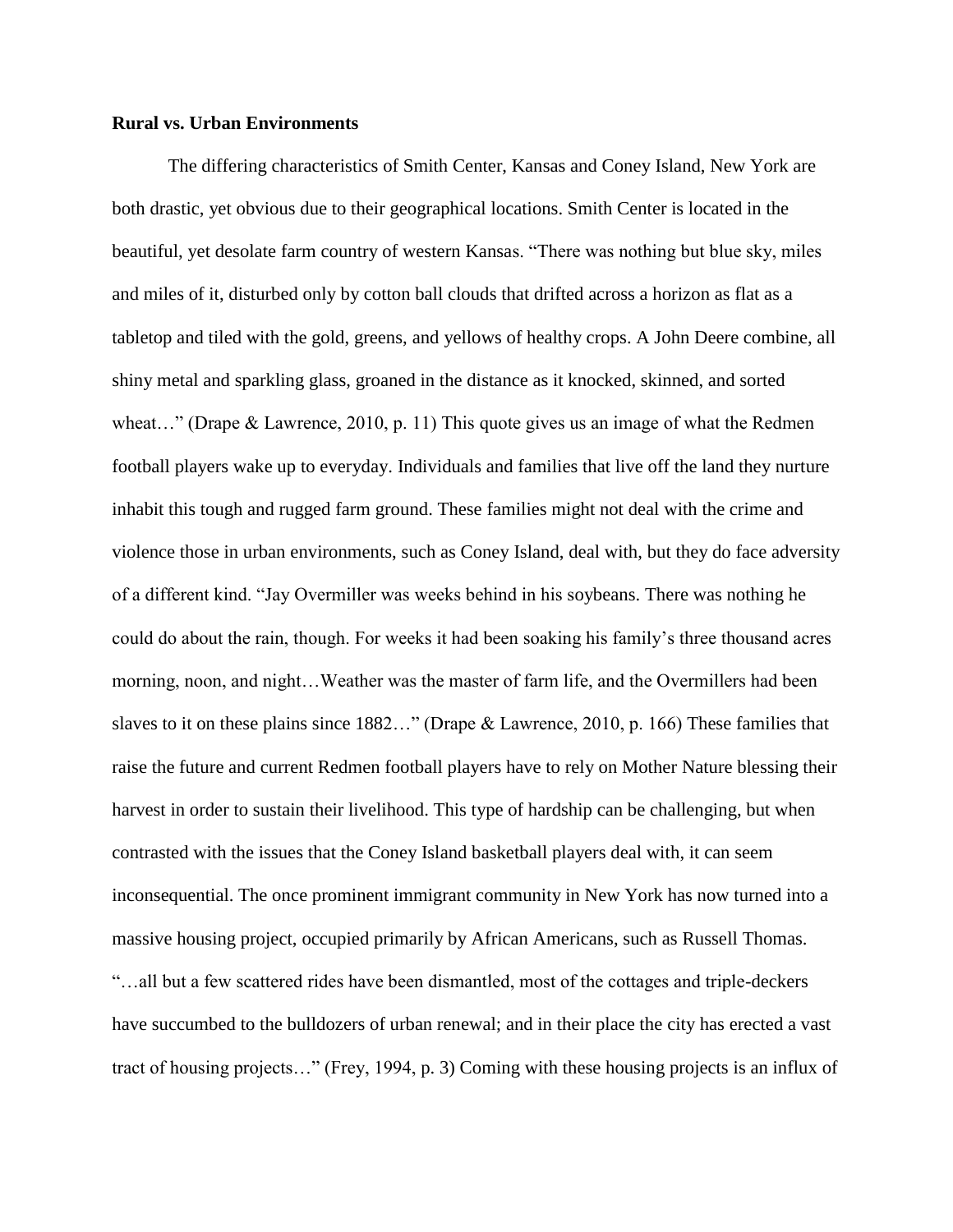**Rural vs. Urban Environments**

The differing characteristics of Smith Center, Kansas and Coney Island, New York are both drastic, yet obvious due to their geographical locations. Smith Center is located in the beautiful, yet desolate farm country of western Kansas. "There was nothing but blue sky, miles and miles of it, disturbed only by cotton ball clouds that drifted across a horizon as flat as a tabletop and tiled with the gold, greens, and yellows of healthy crops. A John Deere combine, all shiny metal and sparkling glass, groaned in the distance as it knocked, skinned, and sorted wheat…" (Drape & Lawrence, 2010, p. 11) This quote gives us an image of what the Redmen football players wake up to everyday. Individuals and families that live off the land they nurture inhabit this tough and rugged farm ground. These families might not deal with the crime and violence those in urban environments, such as Coney Island, deal with, but they do face adversity of a different kind. "Jay Overmiller was weeks behind in his soybeans. There was nothing he could do about the rain, though. For weeks it had been soaking his family's three thousand acres morning, noon, and night…Weather was the master of farm life, and the Overmillers had been slaves to it on these plains since 1882…" (Drape & Lawrence, 2010, p. 166) These families that raise the future and current Redmen football players have to rely on Mother Nature blessing their harvest in order to sustain their livelihood. This type of hardship can be challenging, but when contrasted with the issues that the Coney Island basketball players deal with, it can seem inconsequential. The once prominent immigrant community in New York has now turned into a massive housing project, occupied primarily by African Americans, such as Russell Thomas. "…all but a few scattered rides have been dismantled, most of the cottages and triple-deckers have succumbed to the bulldozers of urban renewal; and in their place the city has erected a vast tract of housing projects…" (Frey, 1994, p. 3) Coming with these housing projects is an influx of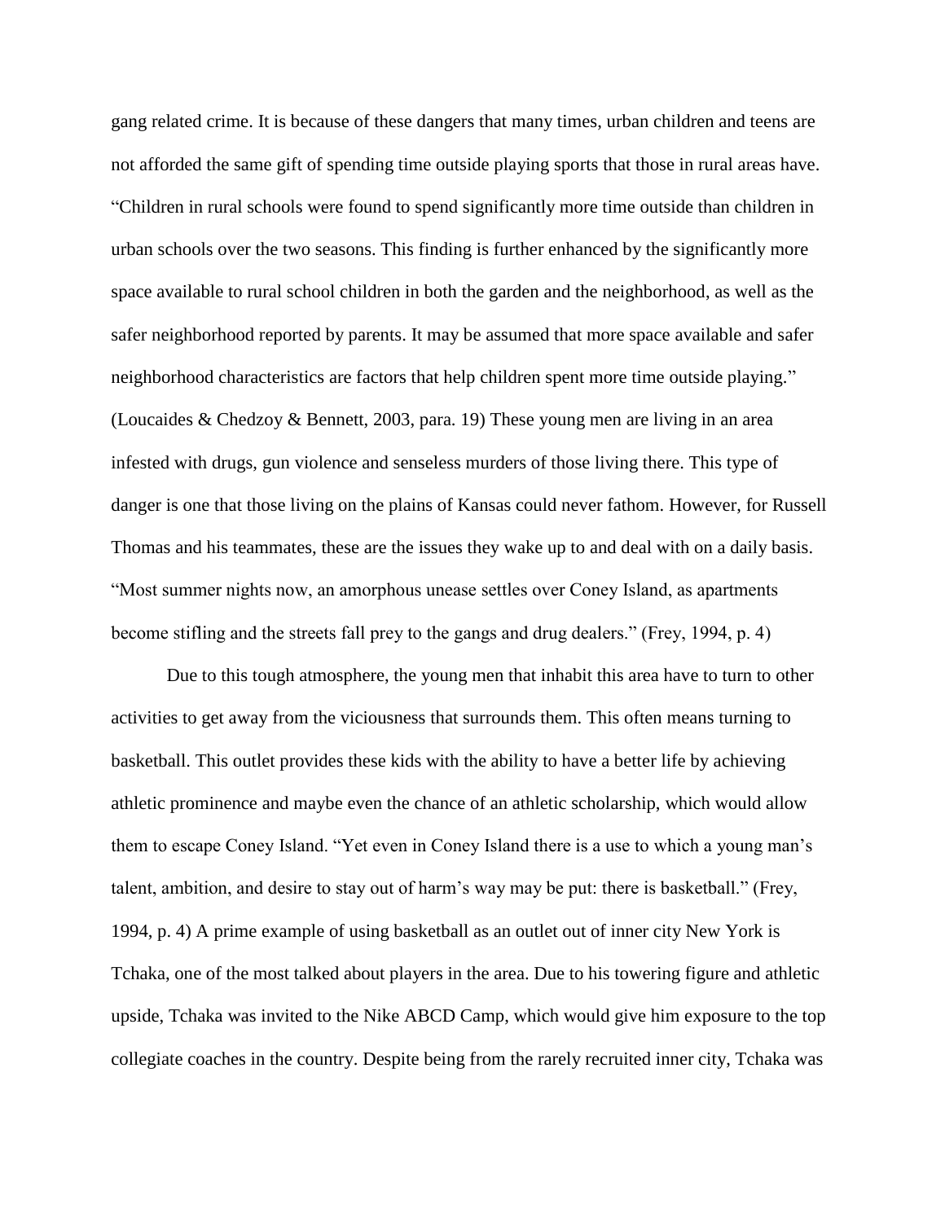gang related crime. It is because of these dangers that many times, urban children and teens are not afforded the same gift of spending time outside playing sports that those in rural areas have. "Children in rural schools were found to spend significantly more time outside than children in urban schools over the two seasons. This finding is further enhanced by the significantly more space available to rural school children in both the garden and the neighborhood, as well as the safer neighborhood reported by parents. It may be assumed that more space available and safer neighborhood characteristics are factors that help children spent more time outside playing." (Loucaides & Chedzoy & Bennett, 2003, para. 19) These young men are living in an area infested with drugs, gun violence and senseless murders of those living there. This type of danger is one that those living on the plains of Kansas could never fathom. However, for Russell Thomas and his teammates, these are the issues they wake up to and deal with on a daily basis. "Most summer nights now, an amorphous unease settles over Coney Island, as apartments become stifling and the streets fall prey to the gangs and drug dealers." (Frey, 1994, p. 4)

Due to this tough atmosphere, the young men that inhabit this area have to turn to other activities to get away from the viciousness that surrounds them. This often means turning to basketball. This outlet provides these kids with the ability to have a better life by achieving athletic prominence and maybe even the chance of an athletic scholarship, which would allow them to escape Coney Island. "Yet even in Coney Island there is a use to which a young man's talent, ambition, and desire to stay out of harm's way may be put: there is basketball." (Frey, 1994, p. 4) A prime example of using basketball as an outlet out of inner city New York is Tchaka, one of the most talked about players in the area. Due to his towering figure and athletic upside, Tchaka was invited to the Nike ABCD Camp, which would give him exposure to the top collegiate coaches in the country. Despite being from the rarely recruited inner city, Tchaka was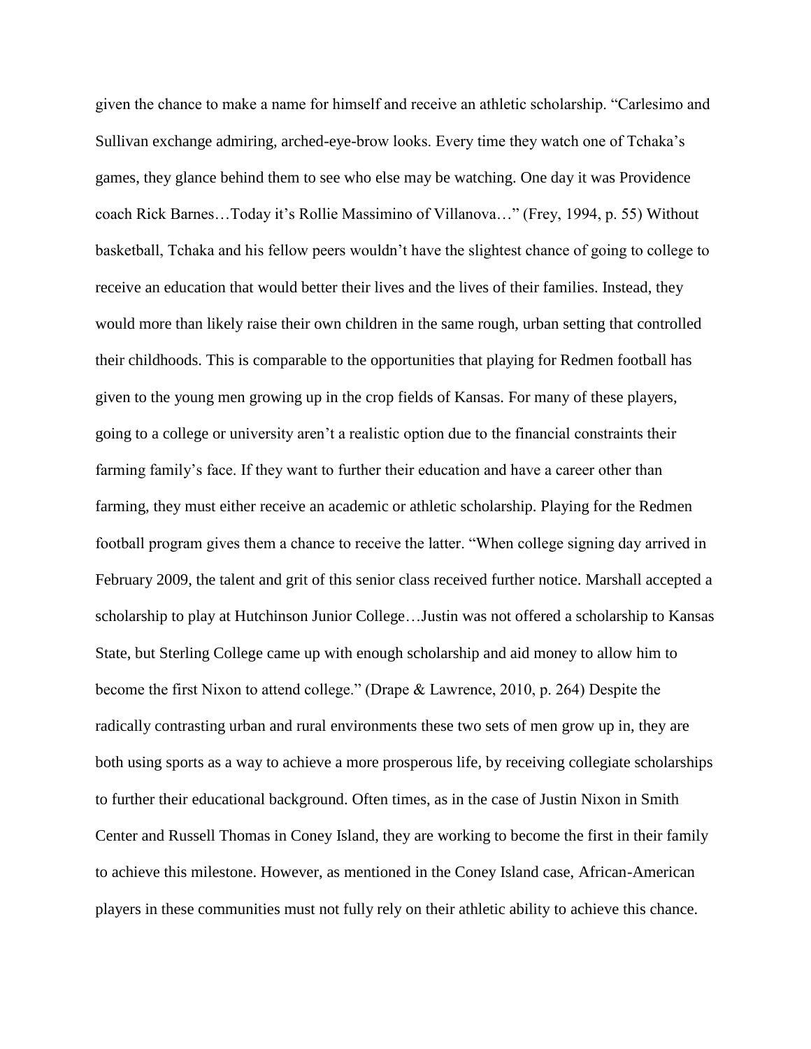given the chance to make a name for himself and receive an athletic scholarship. "Carlesimo and Sullivan exchange admiring, arched-eye-brow looks. Every time they watch one of Tchaka's games, they glance behind them to see who else may be watching. One day it was Providence coach Rick Barnes…Today it's Rollie Massimino of Villanova…" (Frey, 1994, p. 55) Without basketball, Tchaka and his fellow peers wouldn't have the slightest chance of going to college to receive an education that would better their lives and the lives of their families. Instead, they would more than likely raise their own children in the same rough, urban setting that controlled their childhoods. This is comparable to the opportunities that playing for Redmen football has given to the young men growing up in the crop fields of Kansas. For many of these players, going to a college or university aren't a realistic option due to the financial constraints their farming family's face. If they want to further their education and have a career other than farming, they must either receive an academic or athletic scholarship. Playing for the Redmen football program gives them a chance to receive the latter. "When college signing day arrived in February 2009, the talent and grit of this senior class received further notice. Marshall accepted a scholarship to play at Hutchinson Junior College…Justin was not offered a scholarship to Kansas State, but Sterling College came up with enough scholarship and aid money to allow him to become the first Nixon to attend college." (Drape & Lawrence, 2010, p. 264) Despite the radically contrasting urban and rural environments these two sets of men grow up in, they are both using sports as a way to achieve a more prosperous life, by receiving collegiate scholarships to further their educational background. Often times, as in the case of Justin Nixon in Smith Center and Russell Thomas in Coney Island, they are working to become the first in their family to achieve this milestone. However, as mentioned in the Coney Island case, African-American players in these communities must not fully rely on their athletic ability to achieve this chance.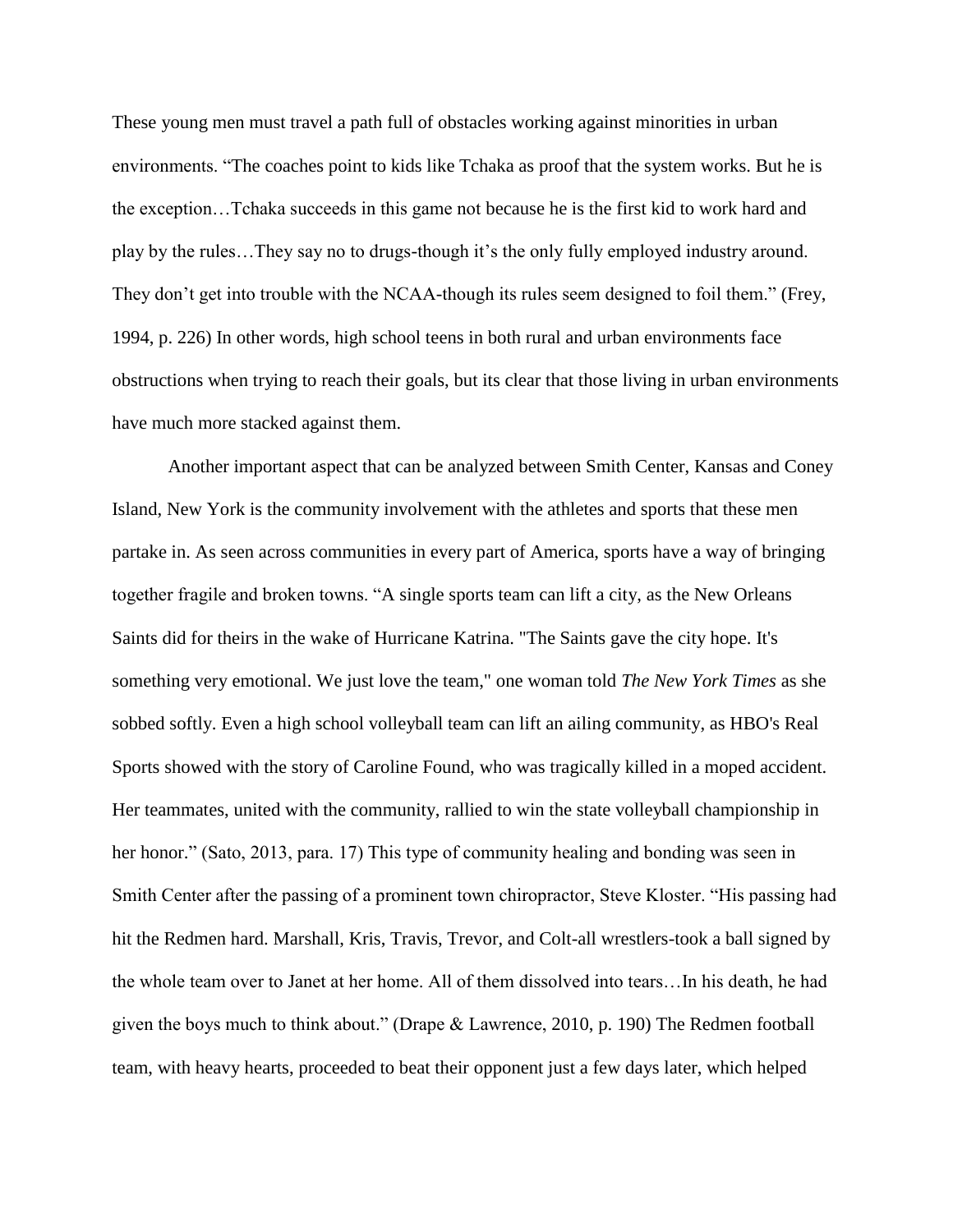These young men must travel a path full of obstacles working against minorities in urban environments. "The coaches point to kids like Tchaka as proof that the system works. But he is the exception…Tchaka succeeds in this game not because he is the first kid to work hard and play by the rules…They say no to drugs-though it's the only fully employed industry around. They don't get into trouble with the NCAA-though its rules seem designed to foil them." (Frey, 1994, p. 226) In other words, high school teens in both rural and urban environments face obstructions when trying to reach their goals, but its clear that those living in urban environments have much more stacked against them.

Another important aspect that can be analyzed between Smith Center, Kansas and Coney Island, New York is the community involvement with the athletes and sports that these men partake in. As seen across communities in every part of America, sports have a way of bringing together fragile and broken towns. "A single sports team can lift a city, as the New Orleans Saints did for theirs in the wake of Hurricane Katrina. "The Saints gave the city hope. It's something very emotional. We just love the team," one woman told *The New York Times* as she sobbed softly. Even a high school volleyball team can lift an ailing community, as HBO's Real Sports showed with the story of Caroline Found, who was tragically killed in a moped accident. Her teammates, united with the community, rallied to win the state volleyball championship in her honor." (Sato, 2013, para. 17) This type of community healing and bonding was seen in Smith Center after the passing of a prominent town chiropractor, Steve Kloster. "His passing had hit the Redmen hard. Marshall, Kris, Travis, Trevor, and Colt-all wrestlers-took a ball signed by the whole team over to Janet at her home. All of them dissolved into tears…In his death, he had given the boys much to think about." (Drape & Lawrence, 2010, p. 190) The Redmen football team, with heavy hearts, proceeded to beat their opponent just a few days later, which helped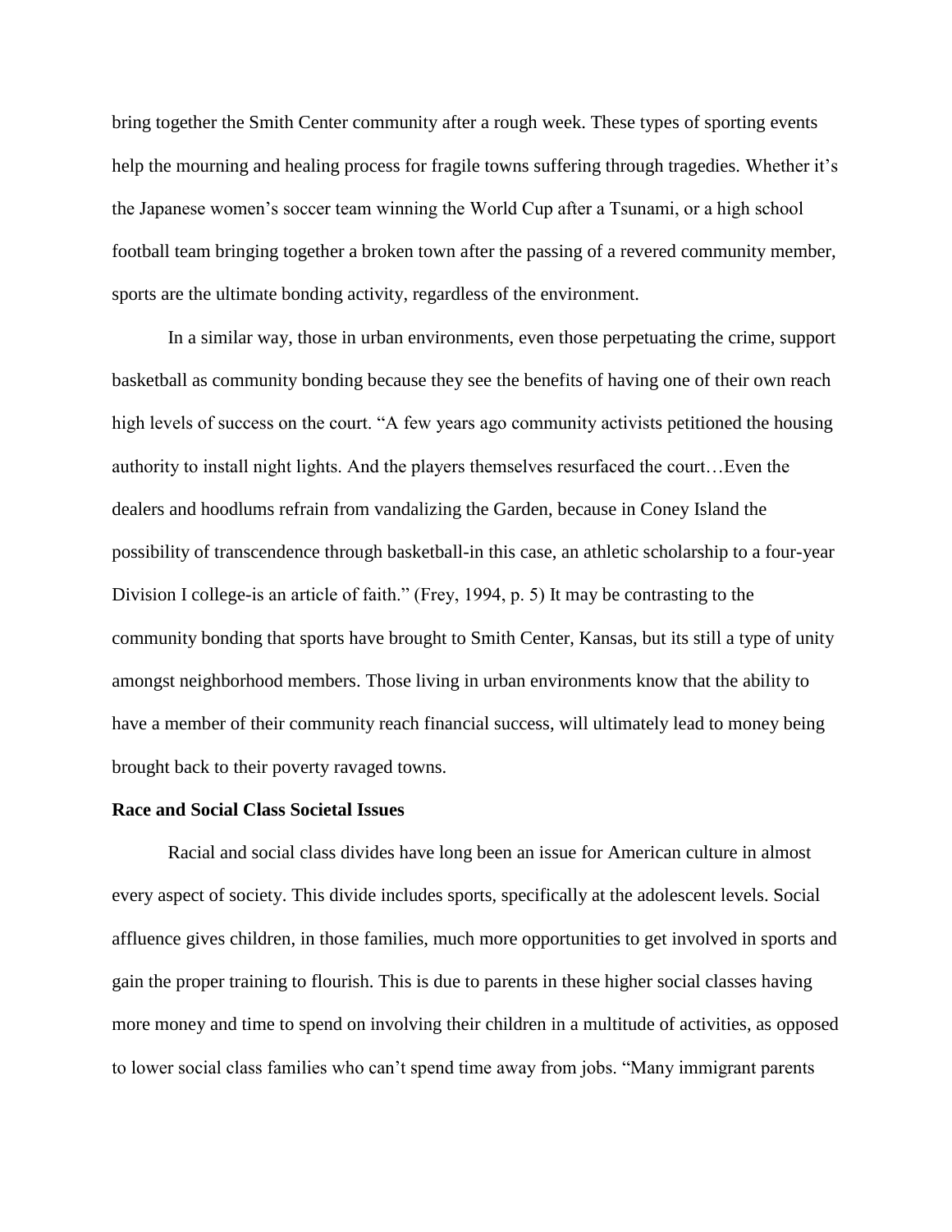bring together the Smith Center community after a rough week. These types of sporting events help the mourning and healing process for fragile towns suffering through tragedies. Whether it's the Japanese women's soccer team winning the World Cup after a Tsunami, or a high school football team bringing together a broken town after the passing of a revered community member, sports are the ultimate bonding activity, regardless of the environment.

In a similar way, those in urban environments, even those perpetuating the crime, support basketball as community bonding because they see the benefits of having one of their own reach high levels of success on the court. "A few years ago community activists petitioned the housing authority to install night lights. And the players themselves resurfaced the court…Even the dealers and hoodlums refrain from vandalizing the Garden, because in Coney Island the possibility of transcendence through basketball-in this case, an athletic scholarship to a four-year Division I college-is an article of faith." (Frey, 1994, p. 5) It may be contrasting to the community bonding that sports have brought to Smith Center, Kansas, but its still a type of unity amongst neighborhood members. Those living in urban environments know that the ability to have a member of their community reach financial success, will ultimately lead to money being brought back to their poverty ravaged towns.

**Race and Social Class Societal Issues**

Racial and social class divides have long been an issue for American culture in almost every aspect of society. This divide includes sports, specifically at the adolescent levels. Social affluence gives children, in those families, much more opportunities to get involved in sports and gain the proper training to flourish. This is due to parents in these higher social classes having more money and time to spend on involving their children in a multitude of activities, as opposed to lower social class families who can't spend time away from jobs. "Many immigrant parents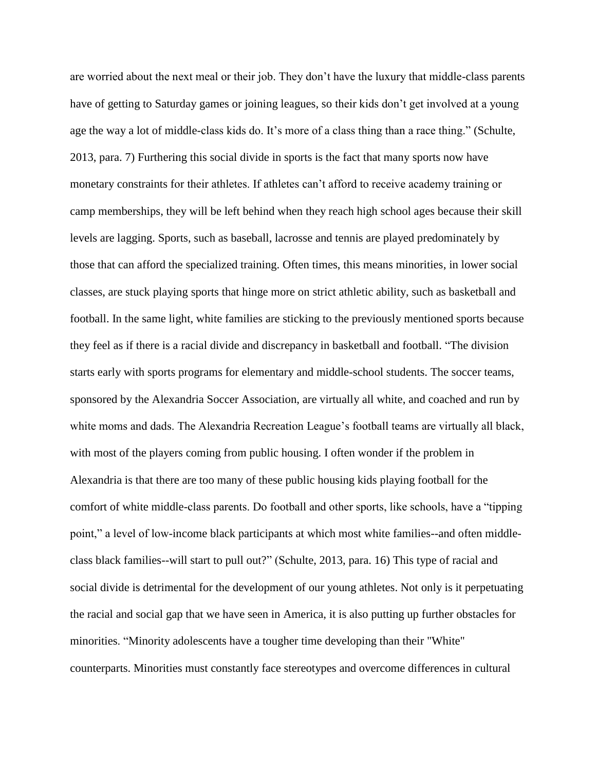are worried about the next meal or their job. They don't have the luxury that middle-class parents have of getting to Saturday games or joining leagues, so their kids don't get involved at a young age the way a lot of middle-class kids do. It's more of a class thing than a race thing." (Schulte, 2013, para. 7) Furthering this social divide in sports is the fact that many sports now have monetary constraints for their athletes. If athletes can't afford to receive academy training or camp memberships, they will be left behind when they reach high school ages because their skill levels are lagging. Sports, such as baseball, lacrosse and tennis are played predominately by those that can afford the specialized training. Often times, this means minorities, in lower social classes, are stuck playing sports that hinge more on strict athletic ability, such as basketball and football. In the same light, white families are sticking to the previously mentioned sports because they feel as if there is a racial divide and discrepancy in basketball and football. "The division starts early with sports programs for elementary and middle-school students. The soccer teams, sponsored by the Alexandria Soccer Association, are virtually all white, and coached and run by white moms and dads. The Alexandria Recreation League's football teams are virtually all black, with most of the players coming from public housing. I often wonder if the problem in Alexandria is that there are too many of these public housing kids playing football for the comfort of white middle-class parents. Do football and other sports, like schools, have a "tipping point," a level of low-income black participants at which most white families--and often middle-class black families--will start to pull out?" (Schulte, 2013, para. 16) This type of racial and social divide is detrimental for the development of our young athletes. Not only is it perpetuating the racial and social gap that we have seen in America, it is also putting up further obstacles for minorities. "Minority adolescents have a tougher time developing than their "White" counterparts. Minorities must constantly face stereotypes and overcome differences in cultural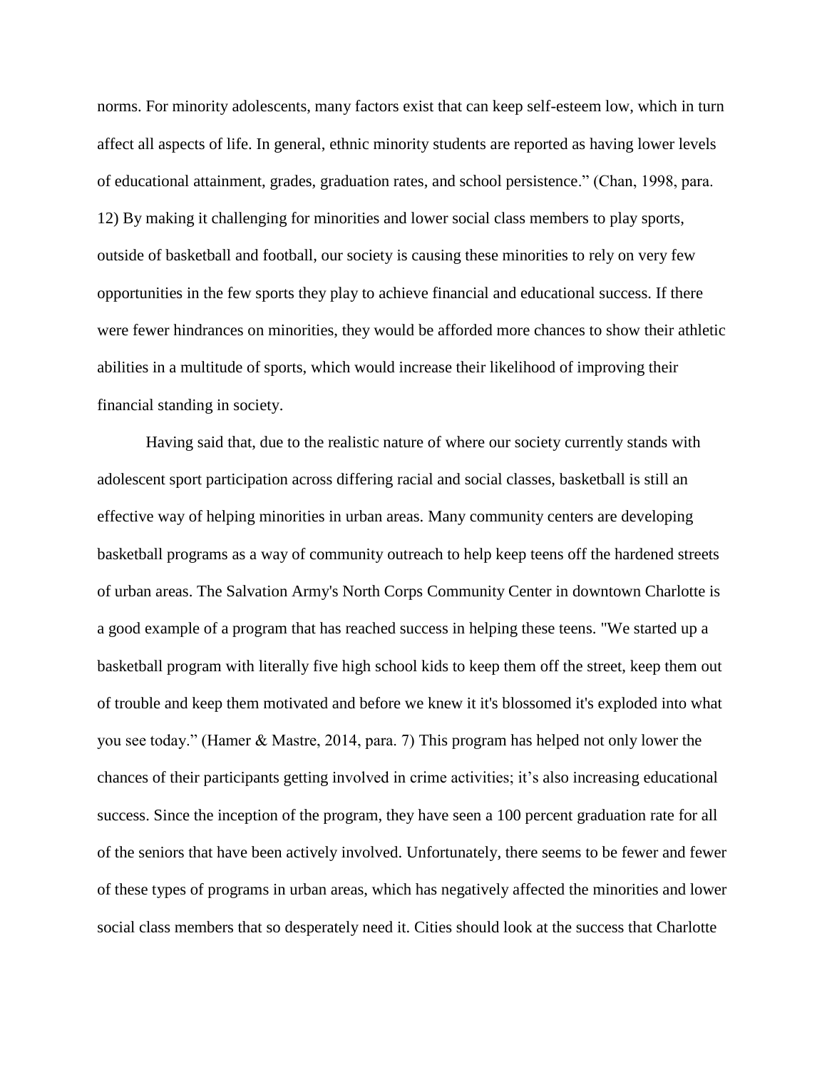norms. For minority adolescents, many factors exist that can keep self-esteem low, which in turn affect all aspects of life. In general, ethnic minority students are reported as having lower levels of educational attainment, grades, graduation rates, and school persistence." (Chan, 1998, para. 12) By making it challenging for minorities and lower social class members to play sports, outside of basketball and football, our society is causing these minorities to rely on very few opportunities in the few sports they play to achieve financial and educational success. If there were fewer hindrances on minorities, they would be afforded more chances to show their athletic abilities in a multitude of sports, which would increase their likelihood of improving their financial standing in society.

Having said that, due to the realistic nature of where our society currently stands with adolescent sport participation across differing racial and social classes, basketball is still an effective way of helping minorities in urban areas. Many community centers are developing basketball programs as a way of community outreach to help keep teens off the hardened streets of urban areas. The Salvation Army's North Corps Community Center in downtown Charlotte is a good example of a program that has reached success in helping these teens. "We started up a basketball program with literally five high school kids to keep them off the street, keep them out of trouble and keep them motivated and before we knew it it's blossomed it's exploded into what you see today." (Hamer & Mastre, 2014, para. 7) This program has helped not only lower the chances of their participants getting involved in crime activities; it's also increasing educational success. Since the inception of the program, they have seen a 100 percent graduation rate for all of the seniors that have been actively involved. Unfortunately, there seems to be fewer and fewer of these types of programs in urban areas, which has negatively affected the minorities and lower social class members that so desperately need it. Cities should look at the success that Charlotte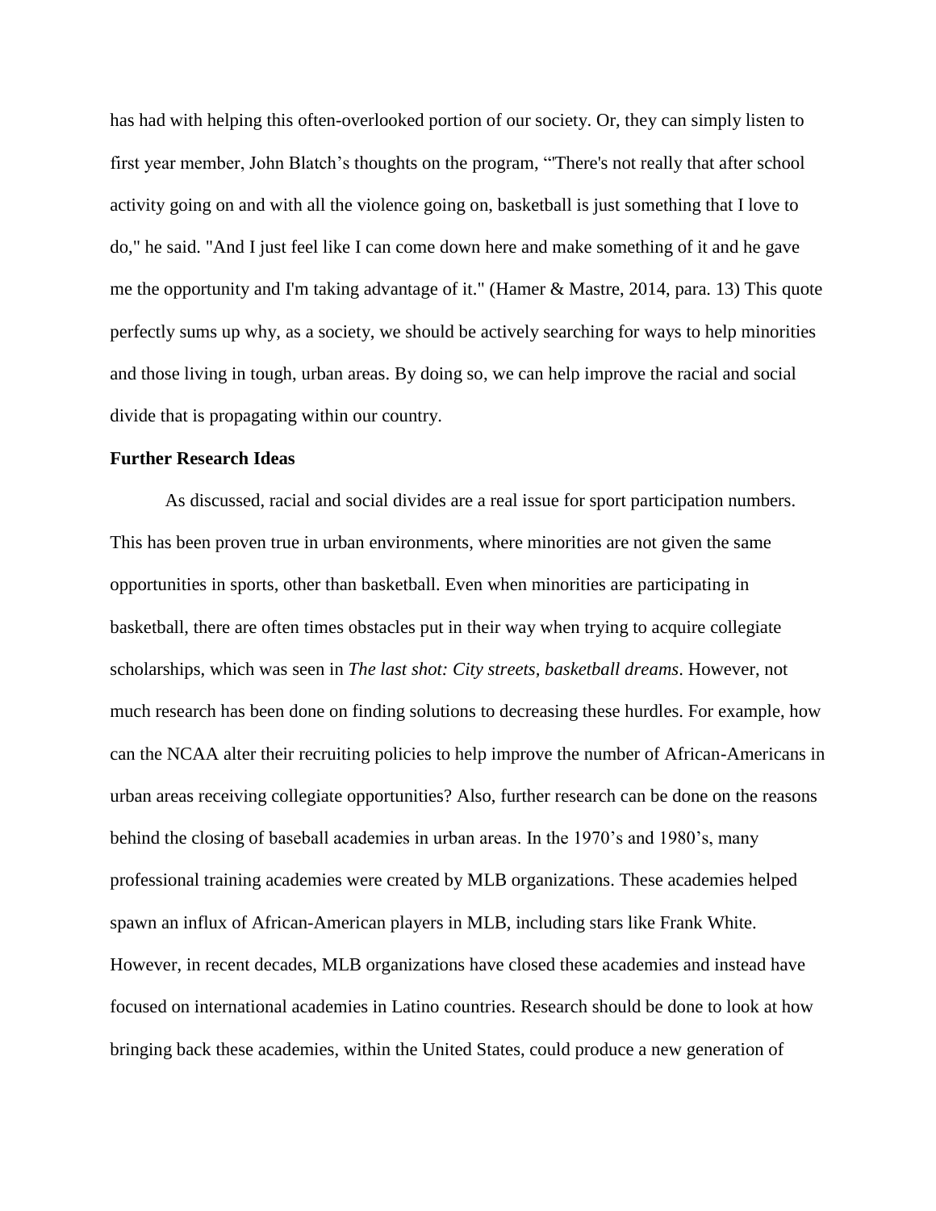has had with helping this often-overlooked portion of our society. Or, they can simply listen to first year member, John Blatch's thoughts on the program, "'There's not really that after school activity going on and with all the violence going on, basketball is just something that I love to do," he said. "And I just feel like I can come down here and make something of it and he gave me the opportunity and I'm taking advantage of it." (Hamer & Mastre, 2014, para. 13) This quote perfectly sums up why, as a society, we should be actively searching for ways to help minorities and those living in tough, urban areas. By doing so, we can help improve the racial and social divide that is propagating within our country.

**Further Research Ideas**

As discussed, racial and social divides are a real issue for sport participation numbers. This has been proven true in urban environments, where minorities are not given the same opportunities in sports, other than basketball. Even when minorities are participating in basketball, there are often times obstacles put in their way when trying to acquire collegiate scholarships, which was seen in *The last shot: City streets, basketball dreams*. However, not much research has been done on finding solutions to decreasing these hurdles. For example, how can the NCAA alter their recruiting policies to help improve the number of African-Americans in urban areas receiving collegiate opportunities? Also, further research can be done on the reasons behind the closing of baseball academies in urban areas. In the 1970's and 1980's, many professional training academies were created by MLB organizations. These academies helped spawn an influx of African-American players in MLB, including stars like Frank White. However, in recent decades, MLB organizations have closed these academies and instead have focused on international academies in Latino countries. Research should be done to look at how bringing back these academies, within the United States, could produce a new generation of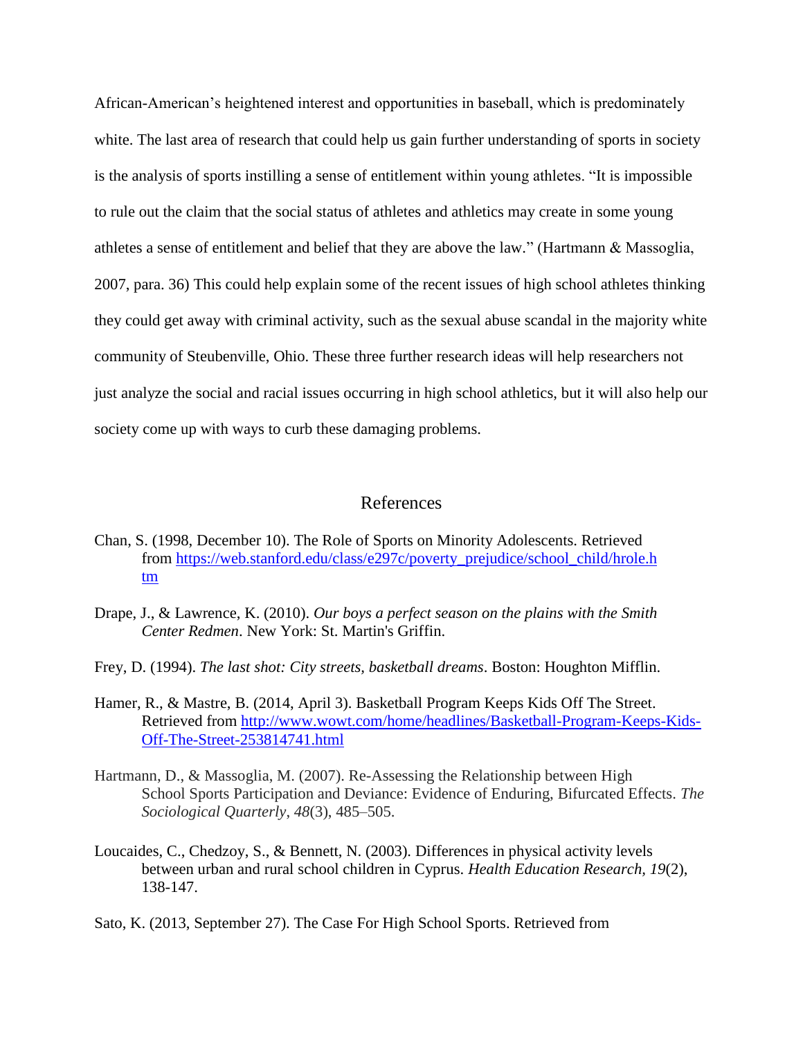African-American's heightened interest and opportunities in baseball, which is predominately white. The last area of research that could help us gain further understanding of sports in society is the analysis of sports instilling a sense of entitlement within young athletes. "It is impossible to rule out the claim that the social status of athletes and athletics may create in some young athletes a sense of entitlement and belief that they are above the law." (Hartmann & Massoglia, 2007, para. 36) This could help explain some of the recent issues of high school athletes thinking they could get away with criminal activity, such as the sexual abuse scandal in the majority white community of Steubenville, Ohio. These three further research ideas will help researchers not just analyze the social and racial issues occurring in high school athletics, but it will also help our society come up with ways to curb these damaging problems.

## References

Chan, S. (1998, December 10). The Role of Sports on Minority Adolescents. Retrieved from https://web.stanford.edu/class/e297c/poverty_prejudice/school_child/hrole.htm

Drape, J., & Lawrence, K. (2010). *Our boys a perfect season on the plains with the Smith Center Redmen*. New York: St. Martin's Griffin.

Frey, D. (1994). *The last shot: City streets, basketball dreams*. Boston: Houghton Mifflin.

Hamer, R., & Mastre, B. (2014, April 3). Basketball Program Keeps Kids Off The Street. Retrieved from http://www.wowt.com/home/headlines/Basketball-Program-Keeps-Kids-Off-The-Street-253814741.html

Hartmann, D., & Massoglia, M. (2007). Re-Assessing the Relationship between High School Sports Participation and Deviance: Evidence of Enduring, Bifurcated Effects. *The Sociological Quarterly*, *48*(3), 485–505.

Loucaides, C., Chedzoy, S., & Bennett, N. (2003). Differences in physical activity levels between urban and rural school children in Cyprus. *Health Education Research*, *19*(2), 138-147.

Sato, K. (2013, September 27). The Case For High School Sports. Retrieved from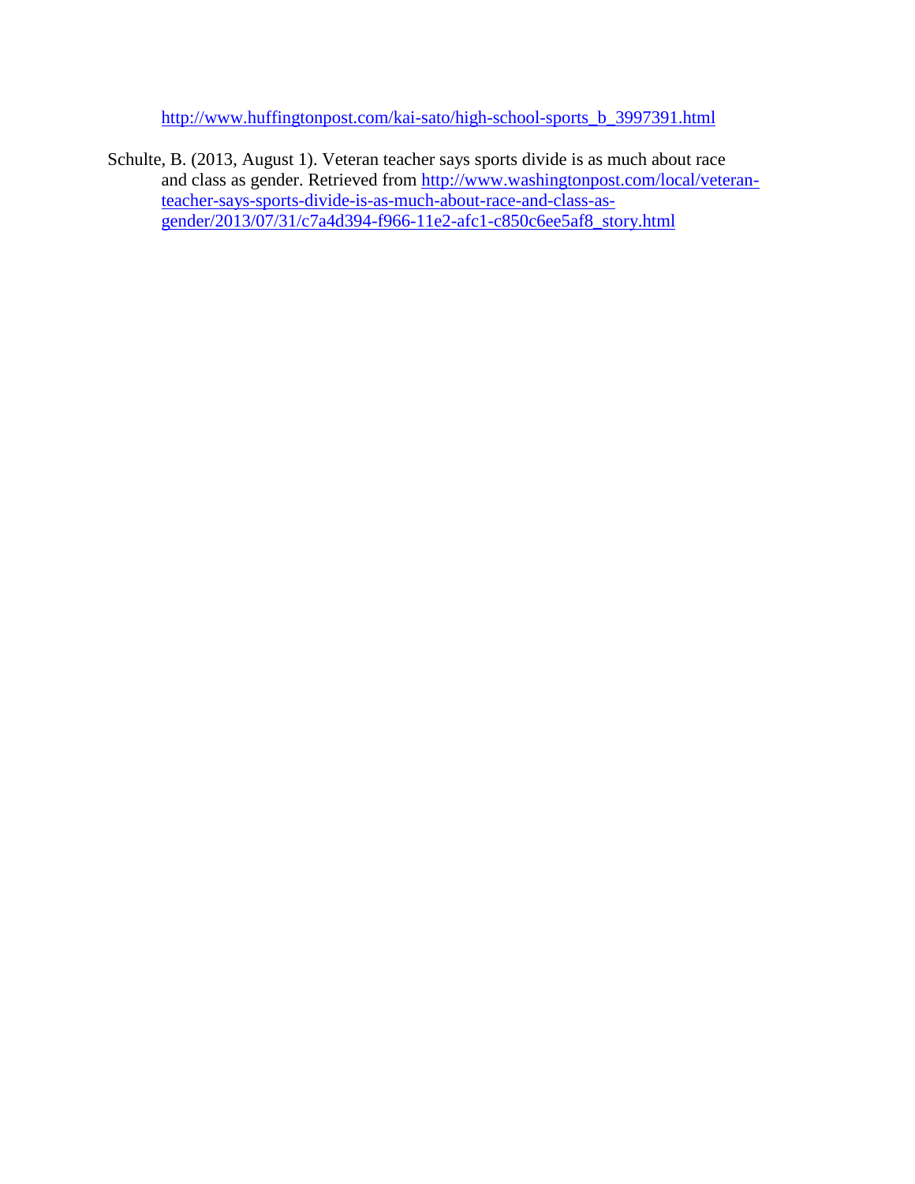http://www.huffingtonpost.com/kai-sato/high-school-sports_b_3997391.html

Schulte, B. (2013, August 1). Veteran teacher says sports divide is as much about race and class as gender. Retrieved from http://www.washingtonpost.com/local/veteran-teacher-says-sports-divide-is-as-much-about-race-and-class-as-gender/2013/07/31/c7a4d394-f966-11e2-afc1-c850c6ee5af8_story.html